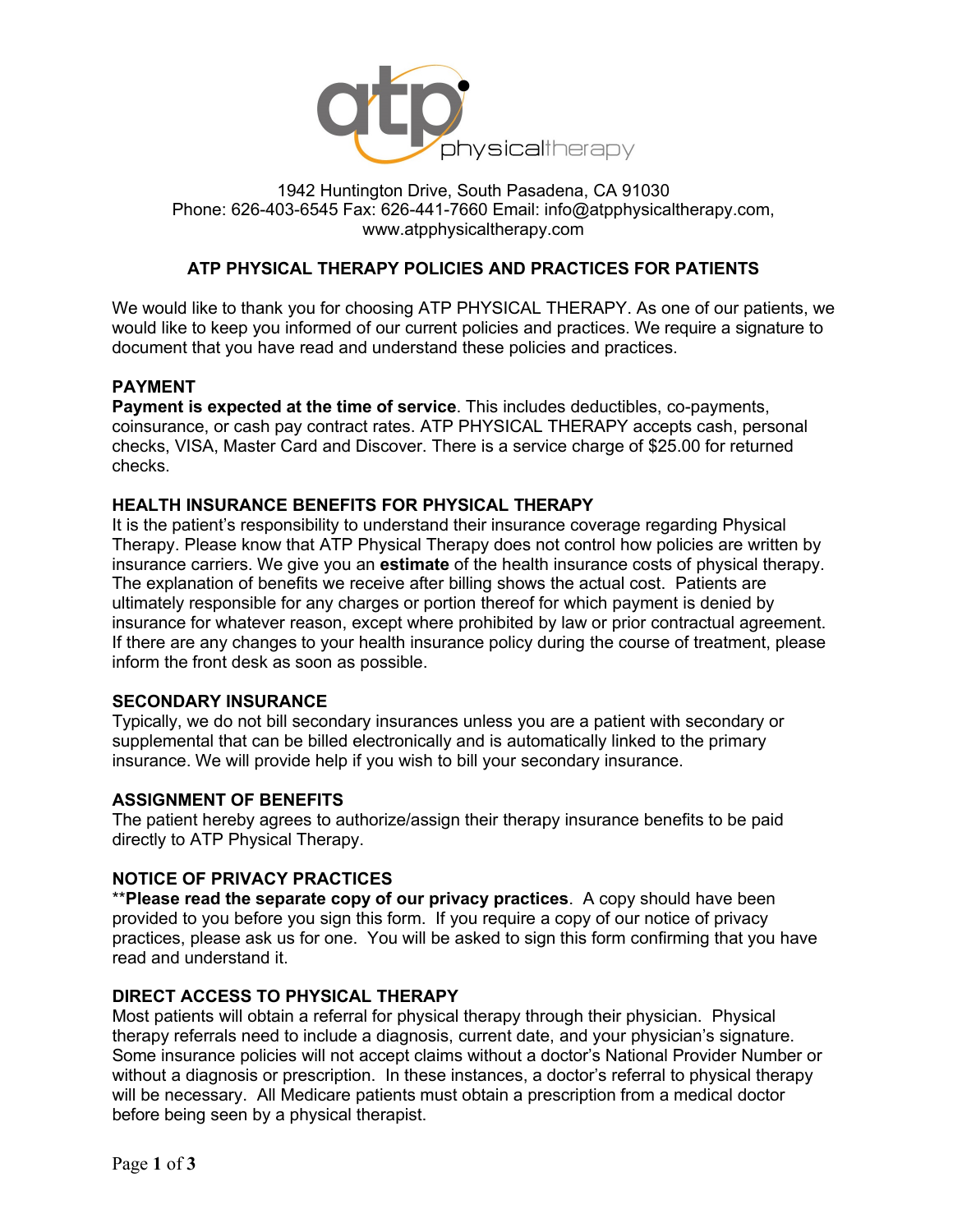atp physicaltherapy

1942 Huntington Drive, South Pasadena, CA 91030
Phone: 626-403-6545 Fax: 626-441-7660 Email: info@atpphysicaltherapy.com,
www.atpphysicaltherapy.com

## ATP PHYSICAL THERAPY POLICIES AND PRACTICES FOR PATIENTS

We would like to thank you for choosing ATP PHYSICAL THERAPY. As one of our patients, we would like to keep you informed of our current policies and practices. We require a signature to document that you have read and understand these policies and practices.

### PAYMENT

**Payment is expected at the time of service**. This includes deductibles, co-payments, coinsurance, or cash pay contract rates. ATP PHYSICAL THERAPY accepts cash, personal checks, VISA, Master Card and Discover. There is a service charge of $25.00 for returned checks.

### HEALTH INSURANCE BENEFITS FOR PHYSICAL THERAPY

It is the patient's responsibility to understand their insurance coverage regarding Physical Therapy. Please know that ATP Physical Therapy does not control how policies are written by insurance carriers. We give you an **estimate** of the health insurance costs of physical therapy. The explanation of benefits we receive after billing shows the actual cost. Patients are ultimately responsible for any charges or portion thereof for which payment is denied by insurance for whatever reason, except where prohibited by law or prior contractual agreement. If there are any changes to your health insurance policy during the course of treatment, please inform the front desk as soon as possible.

### SECONDARY INSURANCE

Typically, we do not bill secondary insurances unless you are a patient with secondary or supplemental that can be billed electronically and is automatically linked to the primary insurance. We will provide help if you wish to bill your secondary insurance.

### ASSIGNMENT OF BENEFITS

The patient hereby agrees to authorize/assign their therapy insurance benefits to be paid directly to ATP Physical Therapy.

### NOTICE OF PRIVACY PRACTICES

\*\***Please read the separate copy of our privacy practices**. A copy should have been provided to you before you sign this form. If you require a copy of our notice of privacy practices, please ask us for one. You will be asked to sign this form confirming that you have read and understand it.

### DIRECT ACCESS TO PHYSICAL THERAPY

Most patients will obtain a referral for physical therapy through their physician. Physical therapy referrals need to include a diagnosis, current date, and your physician's signature. Some insurance policies will not accept claims without a doctor's National Provider Number or without a diagnosis or prescription. In these instances, a doctor's referral to physical therapy will be necessary. All Medicare patients must obtain a prescription from a medical doctor before being seen by a physical therapist.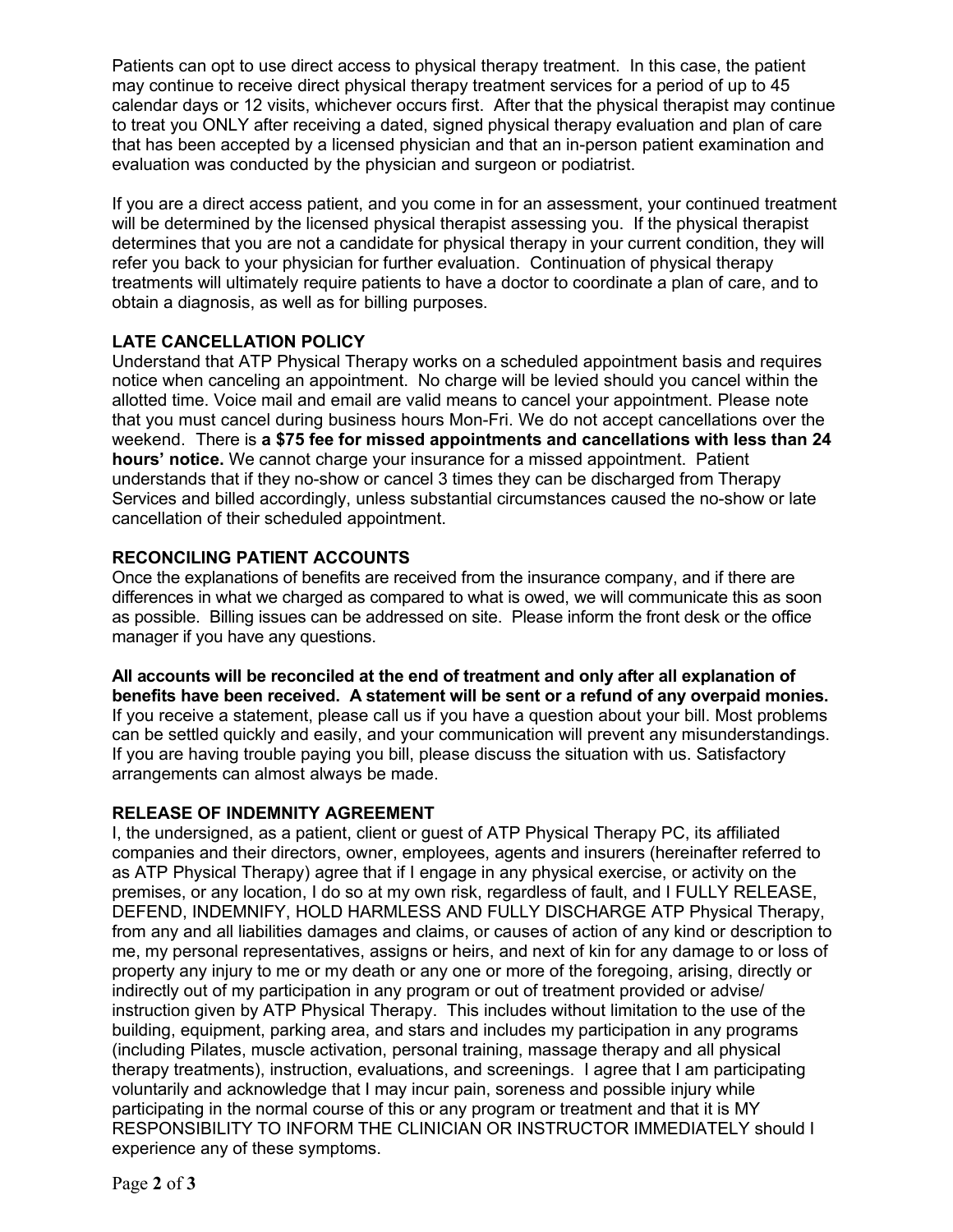Patients can opt to use direct access to physical therapy treatment. In this case, the patient may continue to receive direct physical therapy treatment services for a period of up to 45 calendar days or 12 visits, whichever occurs first. After that the physical therapist may continue to treat you ONLY after receiving a dated, signed physical therapy evaluation and plan of care that has been accepted by a licensed physician and that an in-person patient examination and evaluation was conducted by the physician and surgeon or podiatrist.

If you are a direct access patient, and you come in for an assessment, your continued treatment will be determined by the licensed physical therapist assessing you. If the physical therapist determines that you are not a candidate for physical therapy in your current condition, they will refer you back to your physician for further evaluation. Continuation of physical therapy treatments will ultimately require patients to have a doctor to coordinate a plan of care, and to obtain a diagnosis, as well as for billing purposes.

**LATE CANCELLATION POLICY**

Understand that ATP Physical Therapy works on a scheduled appointment basis and requires notice when canceling an appointment. No charge will be levied should you cancel within the allotted time. Voice mail and email are valid means to cancel your appointment. Please note that you must cancel during business hours Mon-Fri. We do not accept cancellations over the weekend. There is **a $75 fee for missed appointments and cancellations with less than 24 hours' notice.** We cannot charge your insurance for a missed appointment. Patient understands that if they no-show or cancel 3 times they can be discharged from Therapy Services and billed accordingly, unless substantial circumstances caused the no-show or late cancellation of their scheduled appointment.

**RECONCILING PATIENT ACCOUNTS**

Once the explanations of benefits are received from the insurance company, and if there are differences in what we charged as compared to what is owed, we will communicate this as soon as possible. Billing issues can be addressed on site. Please inform the front desk or the office manager if you have any questions.

**All accounts will be reconciled at the end of treatment and only after all explanation of benefits have been received. A statement will be sent or a refund of any overpaid monies.** If you receive a statement, please call us if you have a question about your bill. Most problems can be settled quickly and easily, and your communication will prevent any misunderstandings. If you are having trouble paying you bill, please discuss the situation with us. Satisfactory arrangements can almost always be made.

**RELEASE OF INDEMNITY AGREEMENT**

I, the undersigned, as a patient, client or guest of ATP Physical Therapy PC, its affiliated companies and their directors, owner, employees, agents and insurers (hereinafter referred to as ATP Physical Therapy) agree that if I engage in any physical exercise, or activity on the premises, or any location, I do so at my own risk, regardless of fault, and I FULLY RELEASE, DEFEND, INDEMNIFY, HOLD HARMLESS AND FULLY DISCHARGE ATP Physical Therapy, from any and all liabilities damages and claims, or causes of action of any kind or description to me, my personal representatives, assigns or heirs, and next of kin for any damage to or loss of property any injury to me or my death or any one or more of the foregoing, arising, directly or indirectly out of my participation in any program or out of treatment provided or advise/ instruction given by ATP Physical Therapy. This includes without limitation to the use of the building, equipment, parking area, and stars and includes my participation in any programs (including Pilates, muscle activation, personal training, massage therapy and all physical therapy treatments), instruction, evaluations, and screenings. I agree that I am participating voluntarily and acknowledge that I may incur pain, soreness and possible injury while participating in the normal course of this or any program or treatment and that it is MY RESPONSIBILITY TO INFORM THE CLINICIAN OR INSTRUCTOR IMMEDIATELY should I experience any of these symptoms.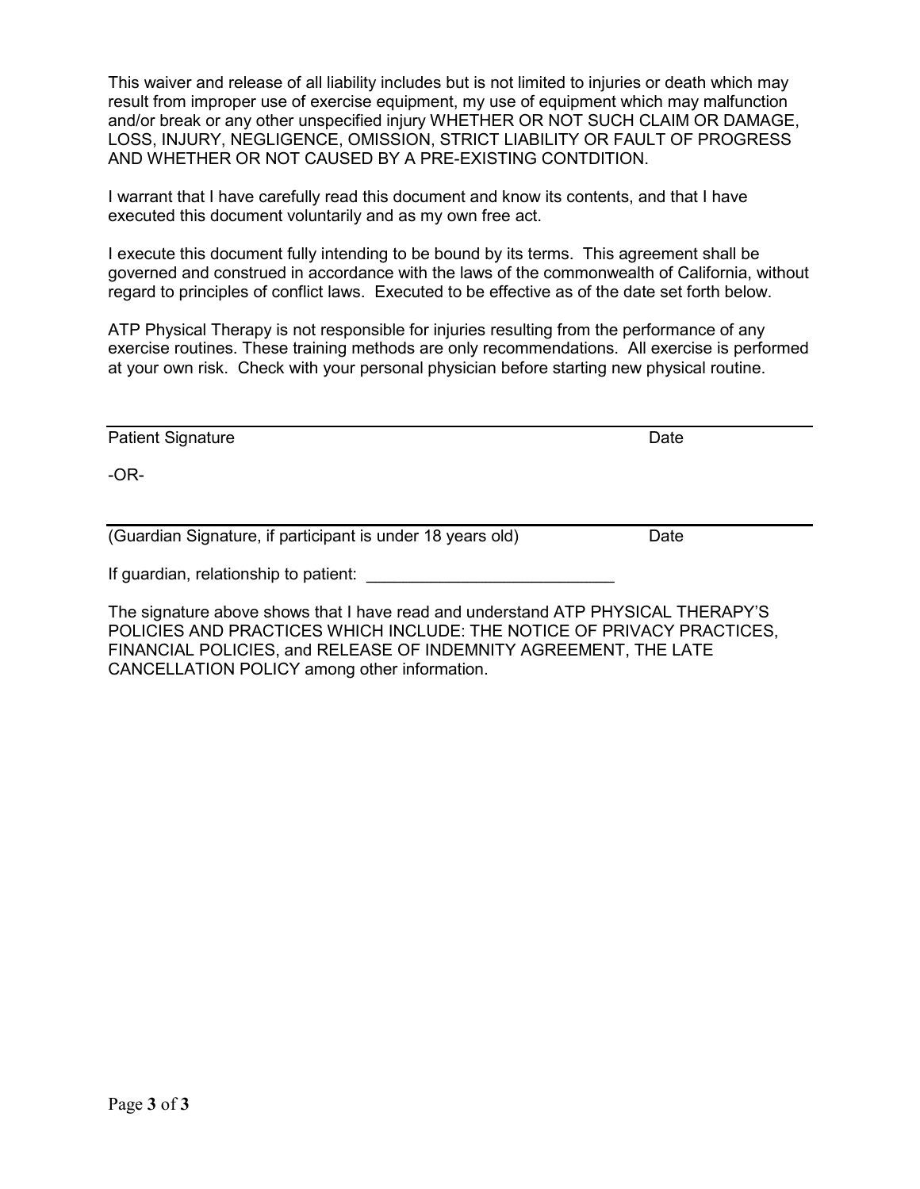This waiver and release of all liability includes but is not limited to injuries or death which may result from improper use of exercise equipment, my use of equipment which may malfunction and/or break or any other unspecified injury WHETHER OR NOT SUCH CLAIM OR DAMAGE, LOSS, INJURY, NEGLIGENCE, OMISSION, STRICT LIABILITY OR FAULT OF PROGRESS AND WHETHER OR NOT CAUSED BY A PRE-EXISTING CONTDITION.

I warrant that I have carefully read this document and know its contents, and that I have executed this document voluntarily and as my own free act.

I execute this document fully intending to be bound by its terms. This agreement shall be governed and construed in accordance with the laws of the commonwealth of California, without regard to principles of conflict laws. Executed to be effective as of the date set forth below.

ATP Physical Therapy is not responsible for injuries resulting from the performance of any exercise routines. These training methods are only recommendations. All exercise is performed at your own risk. Check with your personal physician before starting new physical routine.

\_\_\_\_\_\_\_\_\_\_\_\_\_\_\_\_\_\_\_\_\_\_\_\_\_\_\_\_\_\_\_\_\_\_\_\_\_\_\_\_\_\_\_\_\_\_\_\_\_\_\_\_\_\_\_\_\_\_\_\_

Patient Signature                                                                                Date

-OR-

\_\_\_\_\_\_\_\_\_\_\_\_\_\_\_\_\_\_\_\_\_\_\_\_\_\_\_\_\_\_\_\_\_\_\_\_\_\_\_\_\_\_\_\_\_\_\_\_\_\_\_\_\_\_\_\_\_\_\_\_

(Guardian Signature, if participant is under 18 years old)                 Date

If guardian, relationship to patient: \_\_\_\_\_\_\_\_\_\_\_\_\_\_\_\_\_\_\_\_\_\_\_\_\_\_\_

The signature above shows that I have read and understand ATP PHYSICAL THERAPY'S POLICIES AND PRACTICES WHICH INCLUDE: THE NOTICE OF PRIVACY PRACTICES, FINANCIAL POLICIES, and RELEASE OF INDEMNITY AGREEMENT, THE LATE CANCELLATION POLICY among other information.